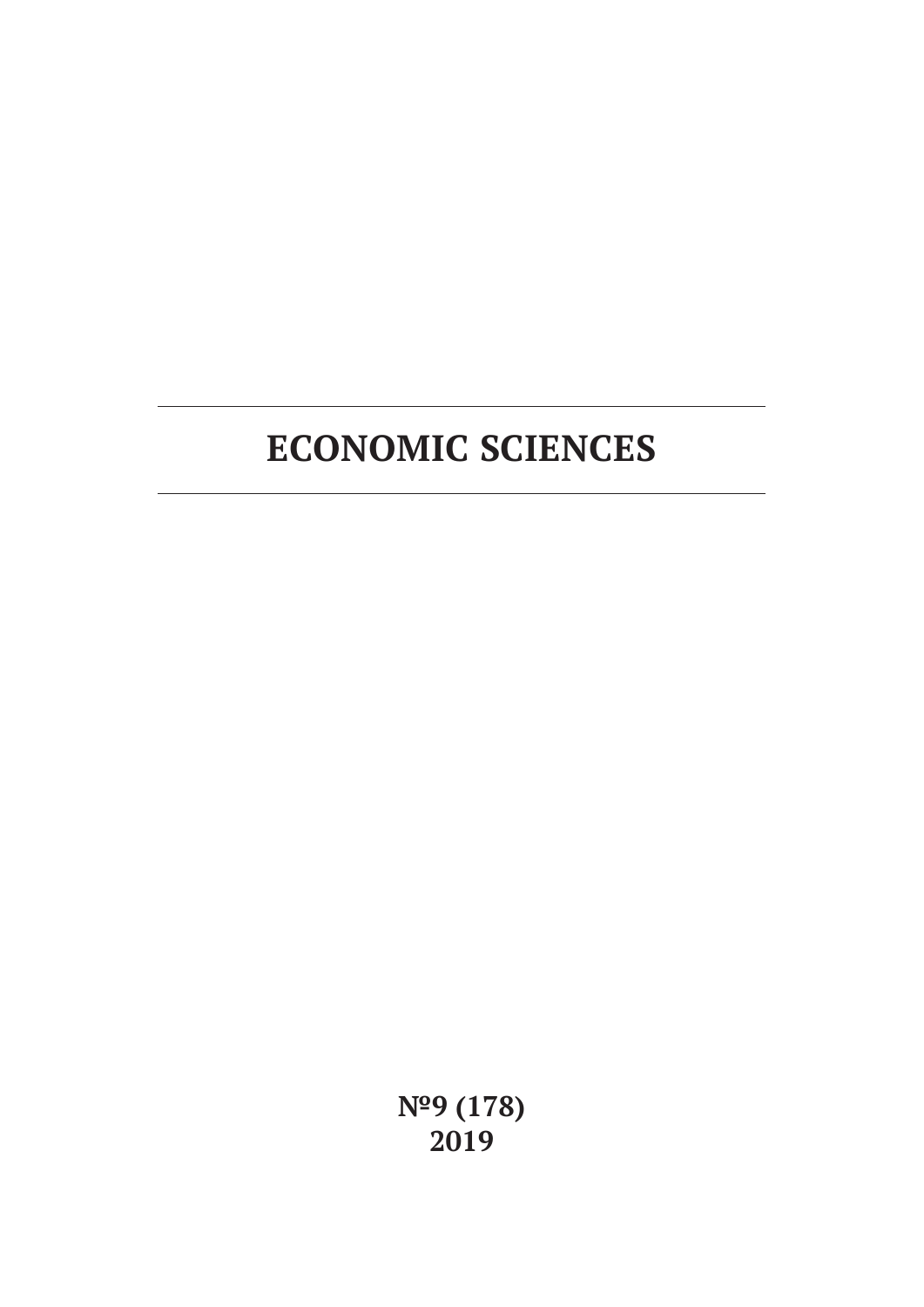# ECONOMIC SCIENCES

**№9 (178)**
**2019**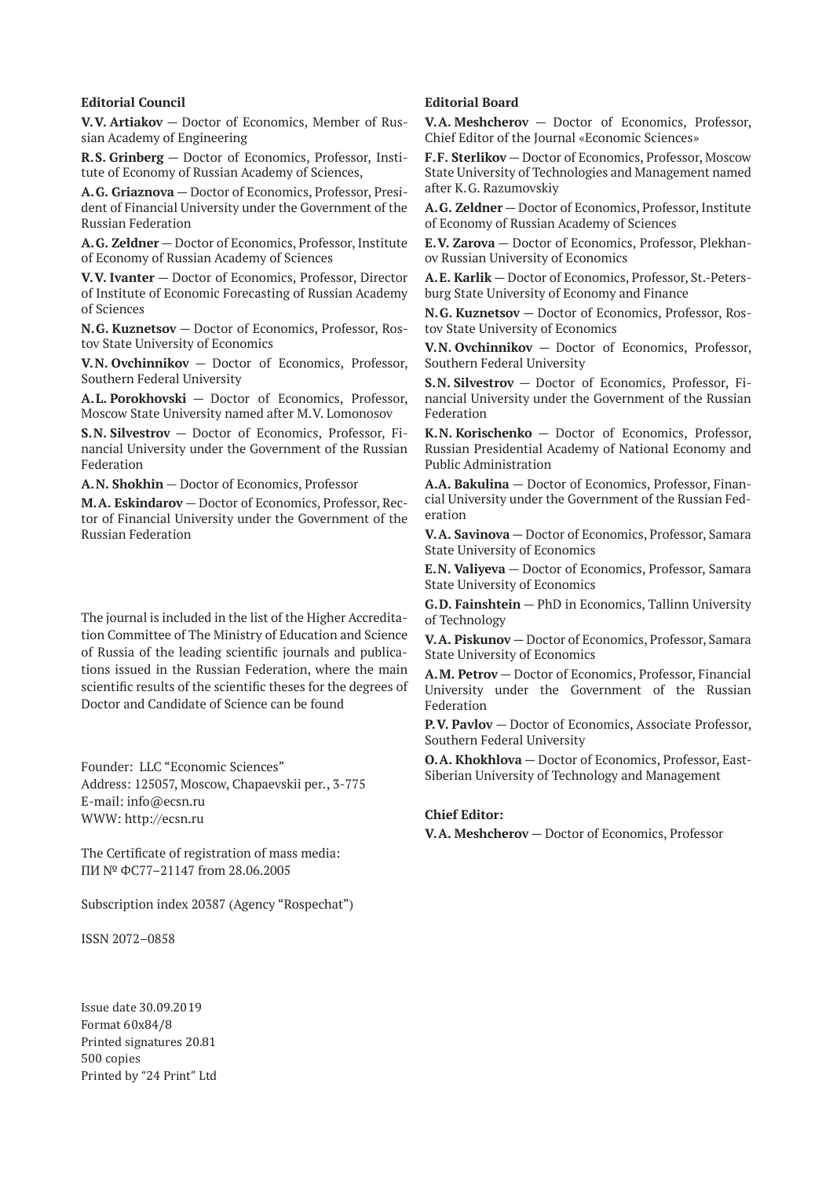**Editorial Council**

**V.V. Artiakov** — Doctor of Economics, Member of Russian Academy of Engineering

**R.S. Grinberg** — Doctor of Economics, Professor, Institute of Economy of Russian Academy of Sciences,

**A.G. Griaznova** — Doctor of Economics, Professor, President of Financial University under the Government of the Russian Federation

**A.G. Zeldner** — Doctor of Economics, Professor, Institute of Economy of Russian Academy of Sciences

**V.V. Ivanter** — Doctor of Economics, Professor, Director of Institute of Economic Forecasting of Russian Academy of Sciences

**N.G. Kuznetsov** — Doctor of Economics, Professor, Rostov State University of Economics

**V.N. Ovchinnikov** — Doctor of Economics, Professor, Southern Federal University

**A.L. Porokhovski** — Doctor of Economics, Professor, Moscow State University named after M.V. Lomonosov

**S.N. Silvestrov** — Doctor of Economics, Professor, Financial University under the Government of the Russian Federation

**A.N. Shokhin** — Doctor of Economics, Professor

**M.A. Eskindarov** — Doctor of Economics, Professor, Rector of Financial University under the Government of the Russian Federation

The journal is included in the list of the Higher Accreditation Committee of The Ministry of Education and Science of Russia of the leading scientific journals and publications issued in the Russian Federation, where the main scientific results of the scientific theses for the degrees of Doctor and Candidate of Science can be found

Founder: LLC "Economic Sciences"
Address: 125057, Moscow, Chapaevskii per., 3-775
E-mail: info@ecsn.ru
WWW: http://ecsn.ru

The Certificate of registration of mass media:
ПИ № ФС77–21147 from 28.06.2005

Subscription index 20387 (Agency "Rospechat")

ISSN 2072–0858

Issue date 30.09.2019
Format 60x84/8
Printed signatures 20.81
500 copies
Printed by "24 Print" Ltd

**Editorial Board**

**V.A. Meshcherov** — Doctor of Economics, Professor, Chief Editor of the Journal «Economic Sciences»

**F.F. Sterlikov** — Doctor of Economics, Professor, Moscow State University of Technologies and Management named after K.G. Razumovskiy

**A.G. Zeldner** — Doctor of Economics, Professor, Institute of Economy of Russian Academy of Sciences

**E.V. Zarova** — Doctor of Economics, Professor, Plekhanov Russian University of Economics

**A.E. Karlik** — Doctor of Economics, Professor, St.-Petersburg State University of Economy and Finance

**N.G. Kuznetsov** — Doctor of Economics, Professor, Rostov State University of Economics

**V.N. Ovchinnikov** — Doctor of Economics, Professor, Southern Federal University

**S.N. Silvestrov** — Doctor of Economics, Professor, Financial University under the Government of the Russian Federation

**K.N. Korischenko** — Doctor of Economics, Professor, Russian Presidential Academy of National Economy and Public Administration

**A.A. Bakulina** — Doctor of Economics, Professor, Financial University under the Government of the Russian Federation

**V.A. Savinova** — Doctor of Economics, Professor, Samara State University of Economics

**E.N. Valiyeva** — Doctor of Economics, Professor, Samara State University of Economics

**G.D. Fainshtein** — PhD in Economics, Tallinn University of Technology

**V.A. Piskunov** — Doctor of Economics, Professor, Samara State University of Economics

**A.M. Petrov** — Doctor of Economics, Professor, Financial University under the Government of the Russian Federation

**P.V. Pavlov** — Doctor of Economics, Associate Professor, Southern Federal University

**O.A. Khokhlova** — Doctor of Economics, Professor, East-Siberian University of Technology and Management

**Chief Editor:**

**V.A. Meshcherov** — Doctor of Economics, Professor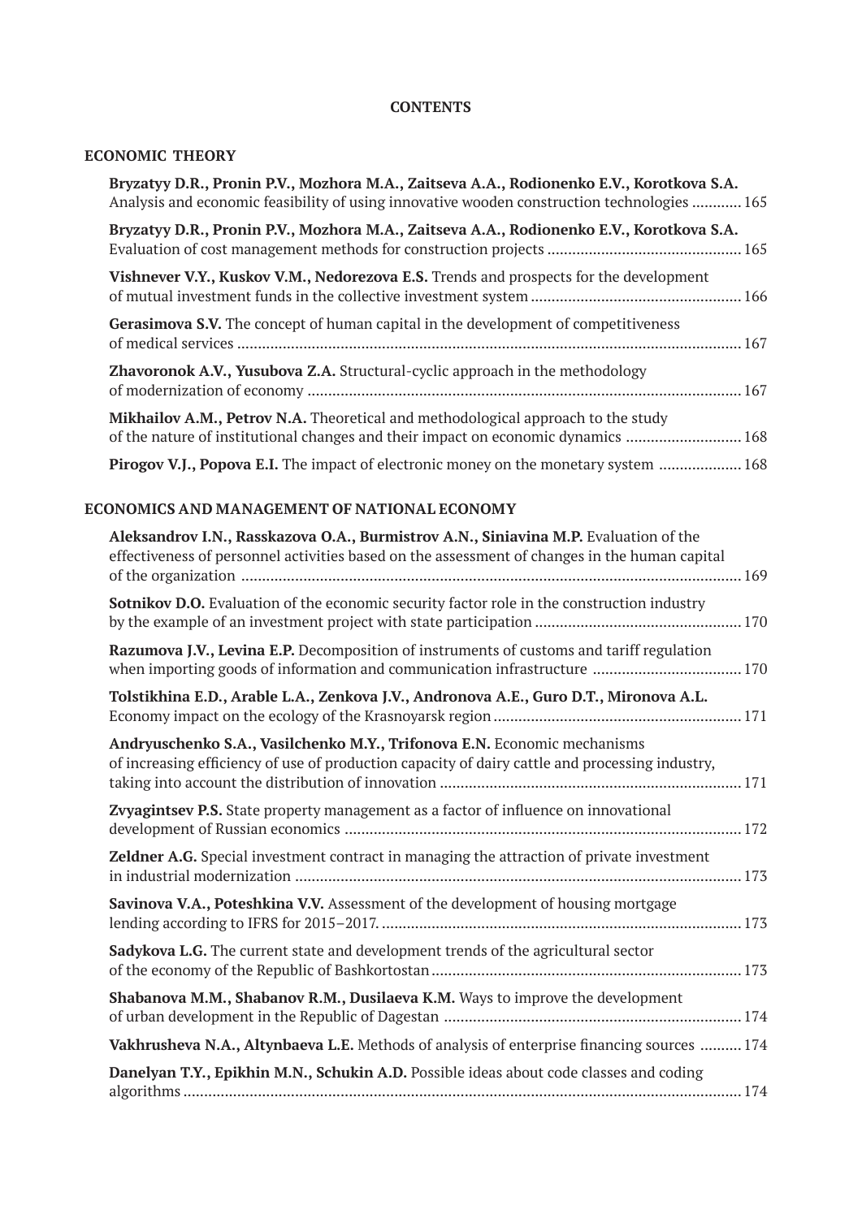**CONTENTS**

## ECONOMIC THEORY

**Bryzatyy D.R., Pronin P.V., Mozhora M.A., Zaitseva A.A., Rodionenko E.V., Korotkova S.A.** Analysis and economic feasibility of using innovative wooden construction technologies ............ 165

**Bryzatyy D.R., Pronin P.V., Mozhora M.A., Zaitseva A.A., Rodionenko E.V., Korotkova S.A.** Evaluation of cost management methods for construction projects ............................................... 165

**Vishnever V.Y., Kuskov V.M., Nedorezova E.S.** Trends and prospects for the development of mutual investment funds in the collective investment system ................................................... 166

**Gerasimova S.V.** The concept of human capital in the development of competitiveness of medical services ......................................................................................................................... 167

**Zhavoronok A.V., Yusubova Z.A.** Structural-cyclic approach in the methodology of modernization of economy ......................................................................................................... 167

**Mikhailov A.M., Petrov N.A.** Theoretical and methodological approach to the study of the nature of institutional changes and their impact on economic dynamics ............................ 168

**Pirogov V.J., Popova E.I.** The impact of electronic money on the monetary system .................... 168

## ECONOMICS AND MANAGEMENT OF NATIONAL ECONOMY

**Aleksandrov I.N., Rasskazova O.A., Burmistrov A.N., Siniavina M.P.** Evaluation of the effectiveness of personnel activities based on the assessment of changes in the human capital of the organization ........................................................................................................................ 169

**Sotnikov D.O.** Evaluation of the economic security factor role in the construction industry by the example of an investment project with state participation .................................................. 170

**Razumova J.V., Levina E.P.** Decomposition of instruments of customs and tariff regulation when importing goods of information and communication infrastructure .................................... 170

**Tolstikhina E.D., Arable L.A., Zenkova J.V., Andronova A.E., Guro D.T., Mironova A.L.** Economy impact on the ecology of the Krasnoyarsk region ............................................................ 171

**Andryuschenko S.A., Vasilchenko M.Y., Trifonova E.N.** Economic mechanisms of increasing efficiency of use of production capacity of dairy cattle and processing industry, taking into account the distribution of innovation ......................................................................... 171

**Zvyagintsev P.S.** State property management as a factor of influence on innovational development of Russian economics ................................................................................................ 172

**Zeldner A.G.** Special investment contract in managing the attraction of private investment in industrial modernization ............................................................................................................ 173

**Savinova V.A., Poteshkina V.V.** Assessment of the development of housing mortgage lending according to IFRS for 2015–2017. ....................................................................................... 173

**Sadykova L.G.** The current state and development trends of the agricultural sector of the economy of the Republic of Bashkortostan ........................................................................... 173

**Shabanova M.M., Shabanov R.M., Dusilaeva K.M.** Ways to improve the development of urban development in the Republic of Dagestan ........................................................................ 174

**Vakhrusheva N.A., Altynbaeva L.E.** Methods of analysis of enterprise financing sources .......... 174

**Danelyan T.Y., Epikhin M.N., Schukin A.D.** Possible ideas about code classes and coding algorithms ...................................................................................................................................... 174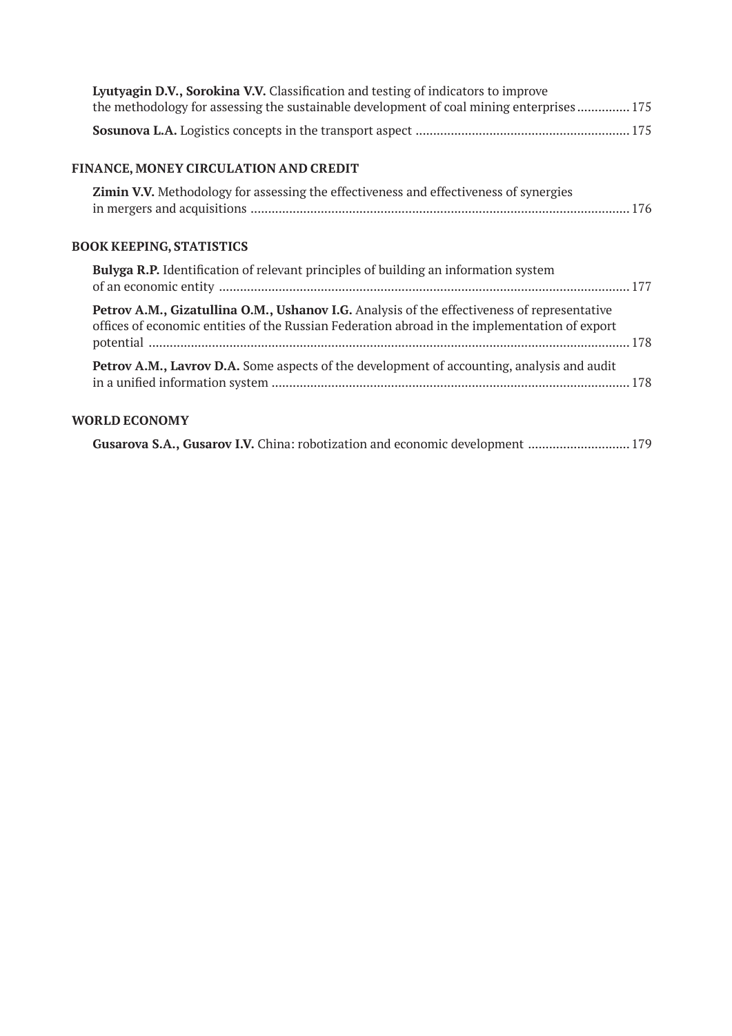**Lyutyagin D.V., Sorokina V.V.** Classification and testing of indicators to improve the methodology for assessing the sustainable development of coal mining enterprises ............... 175

**Sosunova L.A.** Logistics concepts in the transport aspect ............................................................ 175

## FINANCE, MONEY CIRCULATION AND CREDIT

**Zimin V.V.** Methodology for assessing the effectiveness and effectiveness of synergies in mergers and acquisitions ........................................................................................................... 176

## BOOK KEEPING, STATISTICS

**Bulyga R.P.** Identification of relevant principles of building an information system of an economic entity .................................................................................................................... 177

**Petrov A.M., Gizatullina O.M., Ushanov I.G.** Analysis of the effectiveness of representative offices of economic entities of the Russian Federation abroad in the implementation of export potential ......................................................................................................................................... 178

**Petrov A.M., Lavrov D.A.** Some aspects of the development of accounting, analysis and audit in a unified information system ...................................................................................................... 178

## WORLD ECONOMY

**Gusarova S.A., Gusarov I.V.** China: robotization and economic development ............................ 179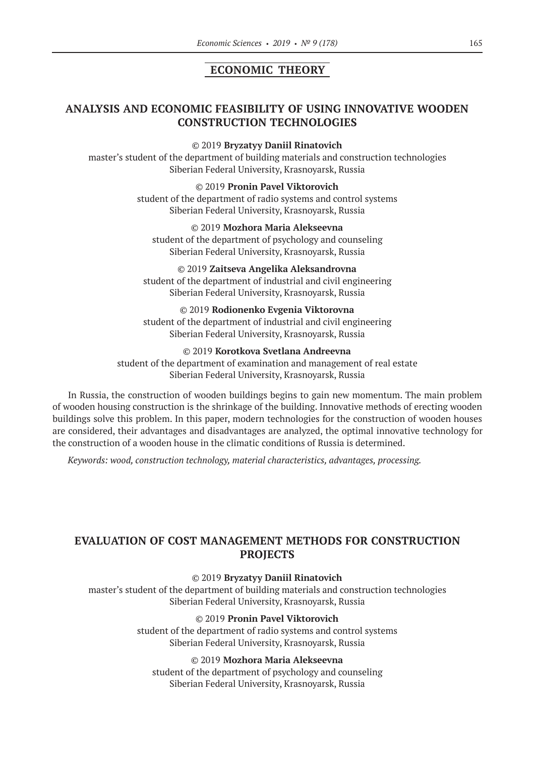## ECONOMIC THEORY

### ANALYSIS AND ECONOMIC FEASIBILITY OF USING INNOVATIVE WOODEN CONSTRUCTION TECHNOLOGIES

© 2019 **Bryzatyy Daniil Rinatovich**
master's student of the department of building materials and construction technologies
Siberian Federal University, Krasnoyarsk, Russia

© 2019 **Pronin Pavel Viktorovich**
student of the department of radio systems and control systems
Siberian Federal University, Krasnoyarsk, Russia

© 2019 **Mozhora Maria Alekseevna**
student of the department of psychology and counseling
Siberian Federal University, Krasnoyarsk, Russia

© 2019 **Zaitseva Angelika Aleksandrovna**
student of the department of industrial and civil engineering
Siberian Federal University, Krasnoyarsk, Russia

© 2019 **Rodionenko Evgenia Viktorovna**
student of the department of industrial and civil engineering
Siberian Federal University, Krasnoyarsk, Russia

© 2019 **Korotkova Svetlana Andreevna**
student of the department of examination and management of real estate
Siberian Federal University, Krasnoyarsk, Russia

In Russia, the construction of wooden buildings begins to gain new momentum. The main problem of wooden housing construction is the shrinkage of the building. Innovative methods of erecting wooden buildings solve this problem. In this paper, modern technologies for the construction of wooden houses are considered, their advantages and disadvantages are analyzed, the optimal innovative technology for the construction of a wooden house in the climatic conditions of Russia is determined.

*Keywords: wood, construction technology, material characteristics, advantages, processing.*

### EVALUATION OF COST MANAGEMENT METHODS FOR CONSTRUCTION PROJECTS

© 2019 **Bryzatyy Daniil Rinatovich**
master's student of the department of building materials and construction technologies
Siberian Federal University, Krasnoyarsk, Russia

© 2019 **Pronin Pavel Viktorovich**
student of the department of radio systems and control systems
Siberian Federal University, Krasnoyarsk, Russia

© 2019 **Mozhora Maria Alekseevna**
student of the department of psychology and counseling
Siberian Federal University, Krasnoyarsk, Russia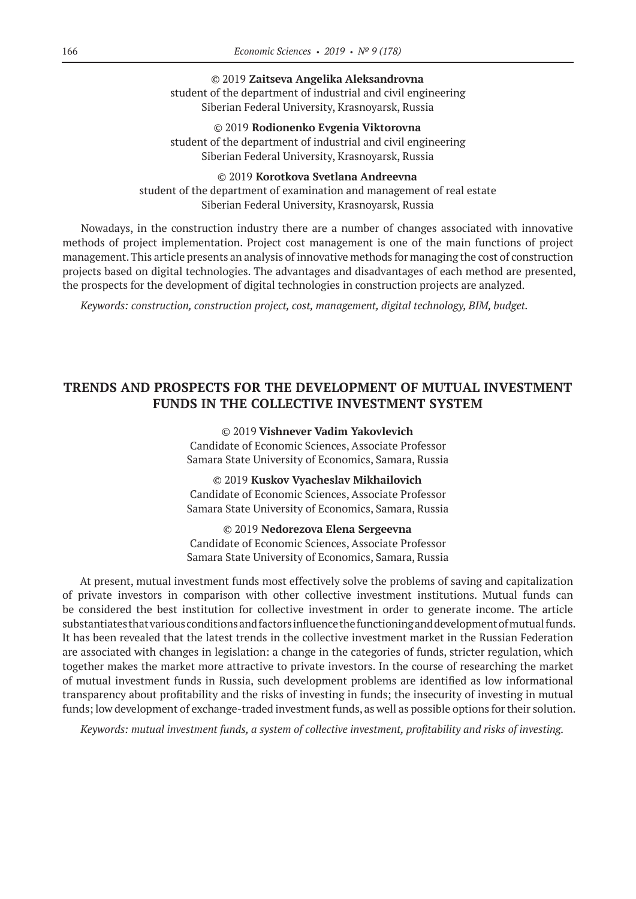© 2019 **Zaitseva Angelika Aleksandrovna**
student of the department of industrial and civil engineering
Siberian Federal University, Krasnoyarsk, Russia

© 2019 **Rodionenko Evgenia Viktorovna**
student of the department of industrial and civil engineering
Siberian Federal University, Krasnoyarsk, Russia

© 2019 **Korotkova Svetlana Andreevna**
student of the department of examination and management of real estate
Siberian Federal University, Krasnoyarsk, Russia

Nowadays, in the construction industry there are a number of changes associated with innovative methods of project implementation. Project cost management is one of the main functions of project management. This article presents an analysis of innovative methods for managing the cost of construction projects based on digital technologies. The advantages and disadvantages of each method are presented, the prospects for the development of digital technologies in construction projects are analyzed.

*Keywords: construction, construction project, cost, management, digital technology, BIM, budget.*

## TRENDS AND PROSPECTS FOR THE DEVELOPMENT OF MUTUAL INVESTMENT FUNDS IN THE COLLECTIVE INVESTMENT SYSTEM

© 2019 **Vishnever Vadim Yakovlevich**
Candidate of Economic Sciences, Associate Professor
Samara State University of Economics, Samara, Russia

© 2019 **Kuskov Vyacheslav Mikhailovich**
Candidate of Economic Sciences, Associate Professor
Samara State University of Economics, Samara, Russia

© 2019 **Nedorezova Elena Sergeevna**
Candidate of Economic Sciences, Associate Professor
Samara State University of Economics, Samara, Russia

At present, mutual investment funds most effectively solve the problems of saving and capitalization of private investors in comparison with other collective investment institutions. Mutual funds can be considered the best institution for collective investment in order to generate income. The article substantiates that various conditions and factors influence the functioning and development of mutual funds. It has been revealed that the latest trends in the collective investment market in the Russian Federation are associated with changes in legislation: a change in the categories of funds, stricter regulation, which together makes the market more attractive to private investors. In the course of researching the market of mutual investment funds in Russia, such development problems are identified as low informational transparency about profitability and the risks of investing in funds; the insecurity of investing in mutual funds; low development of exchange-traded investment funds, as well as possible options for their solution.

*Keywords: mutual investment funds, a system of collective investment, profitability and risks of investing.*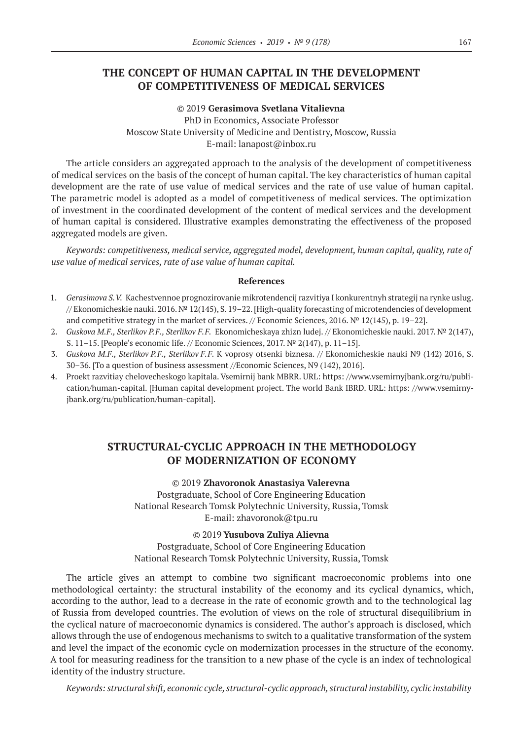## THE CONCEPT OF HUMAN CAPITAL IN THE DEVELOPMENT OF COMPETITIVENESS OF MEDICAL SERVICES

© 2019 **Gerasimova Svetlana Vitalievna**
PhD in Economics, Associate Professor
Moscow State University of Medicine and Dentistry, Moscow, Russia
E-mail: lanapost@inbox.ru

The article considers an aggregated approach to the analysis of the development of competitiveness of medical services on the basis of the concept of human capital. The key characteristics of human capital development are the rate of use value of medical services and the rate of use value of human capital. The parametric model is adopted as a model of competitiveness of medical services. The optimization of investment in the coordinated development of the content of medical services and the development of human capital is considered. Illustrative examples demonstrating the effectiveness of the proposed aggregated models are given.

*Keywords: competitiveness, medical service, aggregated model, development, human capital, quality, rate of use value of medical services, rate of use value of human capital.*

### References

1. *Gerasimova S.V.* Kachestvennoe prognozirovanie mikrotendencij razvitiya I konkurentnyh strategij na rynke uslug. // Ekonomicheskie nauki. 2016. № 12(145), S. 19–22. [High-quality forecasting of microtendencies of development and competitive strategy in the market of services. // Economic Sciences, 2016. № 12(145), p. 19–22].
2. *Guskova M.F., Sterlikov P.F., Sterlikov F.F.* Ekonomicheskaya zhizn ludej. // Ekonomicheskie nauki. 2017. № 2(147), S. 11–15. [People's economic life. // Economic Sciences, 2017. № 2(147), p. 11–15].
3. *Guskova M.F., Sterlikov P.F., Sterlikov F.F.* K voprosy otsenki biznesa. // Ekonomicheskie nauki N9 (142) 2016, S. 30–36. [To a question of business assessment //Economic Sciences, N9 (142), 2016].
4. Proekt razvitiay chelovecheskogo kapitala. Vsemirnij bank MBRR. URL: https: //www.vsemirnyjbank.org/ru/publication/human-capital. [Human capital development project. The world Bank IBRD. URL: https: //www.vsemirnyjbank.org/ru/publication/human-capital].

## STRUCTURAL-CYCLIC APPROACH IN THE METHODOLOGY OF MODERNIZATION OF ECONOMY

© 2019 **Zhavoronok Anastasiya Valerevna**
Postgraduate, School of Core Engineering Education
National Research Tomsk Polytechnic University, Russia, Tomsk
E-mail: zhavoronok@tpu.ru

© 2019 **Yusubova Zuliya Alievna**
Postgraduate, School of Core Engineering Education
National Research Tomsk Polytechnic University, Russia, Tomsk

The article gives an attempt to combine two significant macroeconomic problems into one methodological certainty: the structural instability of the economy and its cyclical dynamics, which, according to the author, lead to a decrease in the rate of economic growth and to the technological lag of Russia from developed countries. The evolution of views on the role of structural disequilibrium in the cyclical nature of macroeconomic dynamics is considered. The author's approach is disclosed, which allows through the use of endogenous mechanisms to switch to a qualitative transformation of the system and level the impact of the economic cycle on modernization processes in the structure of the economy. A tool for measuring readiness for the transition to a new phase of the cycle is an index of technological identity of the industry structure.

*Keywords: structural shift, economic cycle, structural-cyclic approach, structural instability, cyclic instability*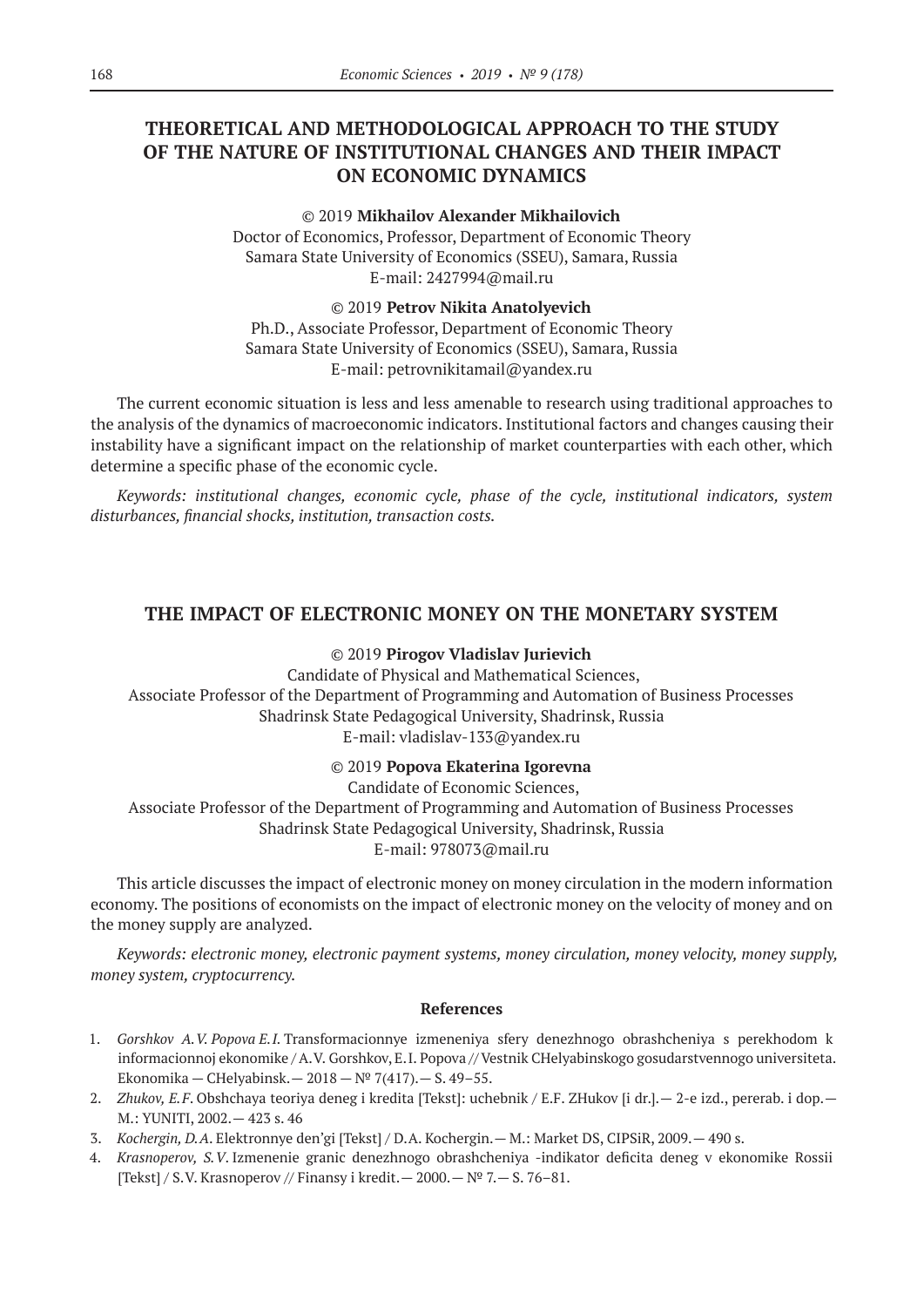## THEORETICAL AND METHODOLOGICAL APPROACH TO THE STUDY OF THE NATURE OF INSTITUTIONAL CHANGES AND THEIR IMPACT ON ECONOMIC DYNAMICS

© 2019 **Mikhailov Alexander Mikhailovich**
Doctor of Economics, Professor, Department of Economic Theory
Samara State University of Economics (SSEU), Samara, Russia
E-mail: 2427994@mail.ru

© 2019 **Petrov Nikita Anatolyevich**
Ph.D., Associate Professor, Department of Economic Theory
Samara State University of Economics (SSEU), Samara, Russia
E-mail: petrovnikitamail@yandex.ru

The current economic situation is less and less amenable to research using traditional approaches to the analysis of the dynamics of macroeconomic indicators. Institutional factors and changes causing their instability have a significant impact on the relationship of market counterparties with each other, which determine a specific phase of the economic cycle.

*Keywords: institutional changes, economic cycle, phase of the cycle, institutional indicators, system disturbances, financial shocks, institution, transaction costs.*

## THE IMPACT OF ELECTRONIC MONEY ON THE MONETARY SYSTEM

© 2019 **Pirogov Vladislav Jurievich**
Candidate of Physical and Mathematical Sciences,
Associate Professor of the Department of Programming and Automation of Business Processes
Shadrinsk State Pedagogical University, Shadrinsk, Russia
E-mail: vladislav-133@yandex.ru

© 2019 **Popova Ekaterina Igorevna**
Candidate of Economic Sciences,
Associate Professor of the Department of Programming and Automation of Business Processes
Shadrinsk State Pedagogical University, Shadrinsk, Russia
E-mail: 978073@mail.ru

This article discusses the impact of electronic money on money circulation in the modern information economy. The positions of economists on the impact of electronic money on the velocity of money and on the money supply are analyzed.

*Keywords: electronic money, electronic payment systems, money circulation, money velocity, money supply, money system, cryptocurrency.*

### References

1. *Gorshkov A.V. Popova E.I.* Transformacionnye izmeneniya sfery denezhnogo obrashcheniya s perekhodom k informacionnoj ekonomike / A.V. Gorshkov, E.I. Popova // Vestnik CHelyabinskogo gosudarstvennogo universiteta. Ekonomika — CHelyabinsk. — 2018 — № 7(417). — S. 49–55.
2. *Zhukov, E.F.* Obshchaya teoriya deneg i kredita [Tekst]: uchebnik / E.F. ZHukov [i dr.]. — 2-e izd., pererab. i dop. — M.: YUNITI, 2002. — 423 s. 46
3. *Kochergin, D.A.* Elektronnye den'gi [Tekst] / D.A. Kochergin. — M.: Market DS, CIPSiR, 2009. — 490 s.
4. *Krasnoperov, S.V.* Izmenenie granic denezhnogo obrashcheniya -indikator deficita deneg v ekonomike Rossii [Tekst] / S.V. Krasnoperov // Finansy i kredit. — 2000. — № 7. — S. 76–81.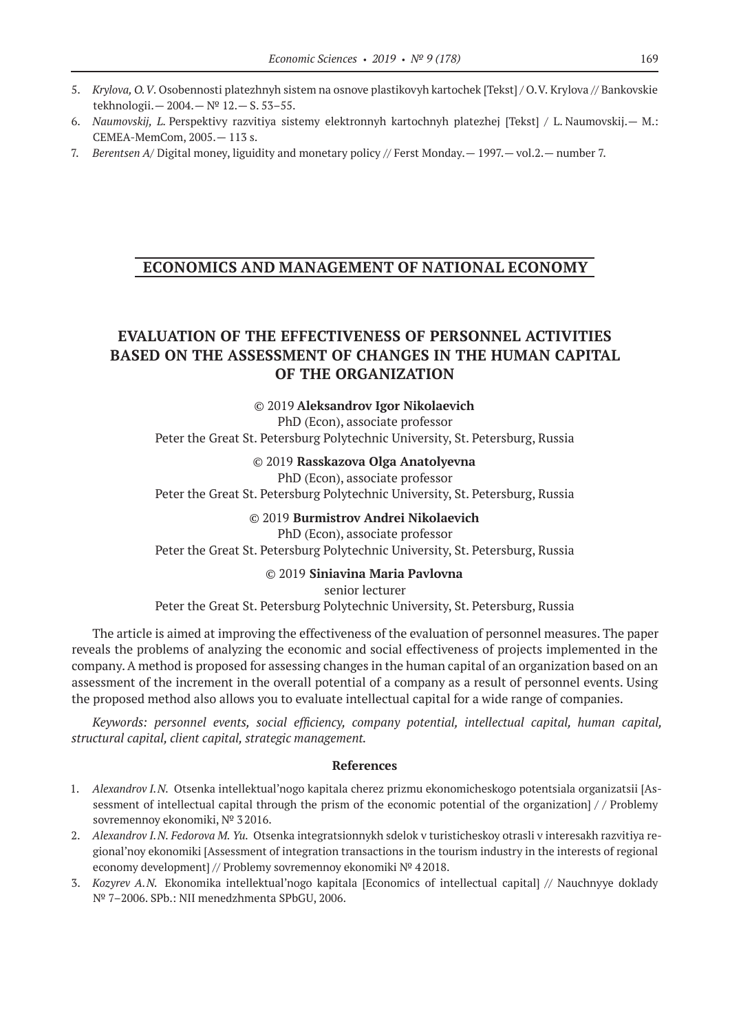5. *Krylova, O.V*. Osobennosti platezhnyh sistem na osnove plastikovyh kartochek [Tekst] / O.V. Krylova // Bankovskie tekhnologii.— 2004.— № 12.— S. 53–55.
6. *Naumovskij, L*. Perspektivy razvitiya sistemy elektronnyh kartochnyh platezhej [Tekst] / L. Naumovskij.— M.: CEMEA-MemCom, 2005.— 113 s.
7. *Berentsen A*/ Digital money, liguidity and monetary policy // Ferst Monday.— 1997.— vol.2.— number 7.

## ECONOMICS AND MANAGEMENT OF NATIONAL ECONOMY

# EVALUATION OF THE EFFECTIVENESS OF PERSONNEL ACTIVITIES BASED ON THE ASSESSMENT OF CHANGES IN THE HUMAN CAPITAL OF THE ORGANIZATION

© 2019 **Aleksandrov Igor Nikolaevich**
PhD (Econ), associate professor
Peter the Great St. Petersburg Polytechnic University, St. Petersburg, Russia

© 2019 **Rasskazova Olga Anatolyevna**
PhD (Econ), associate professor
Peter the Great St. Petersburg Polytechnic University, St. Petersburg, Russia

© 2019 **Burmistrov Andrei Nikolaevich**
PhD (Econ), associate professor
Peter the Great St. Petersburg Polytechnic University, St. Petersburg, Russia

© 2019 **Siniavina Maria Pavlovna**
senior lecturer
Peter the Great St. Petersburg Polytechnic University, St. Petersburg, Russia

The article is aimed at improving the effectiveness of the evaluation of personnel measures. The paper reveals the problems of analyzing the economic and social effectiveness of projects implemented in the company. A method is proposed for assessing changes in the human capital of an organization based on an assessment of the increment in the overall potential of a company as a result of personnel events. Using the proposed method also allows you to evaluate intellectual capital for a wide range of companies.

*Keywords: personnel events, social efficiency, company potential, intellectual capital, human capital, structural capital, client capital, strategic management.*

### References

1. *Alexandrov I.N.* Otsenka intellektual'nogo kapitala cherez prizmu ekonomicheskogo potentsiala organizatsii [Assessment of intellectual capital through the prism of the economic potential of the organization] / / Problemy sovremennoy ekonomiki, № 3 2016.
2. *Alexandrov I.N. Fedorova M. Yu.* Otsenka integratsionnykh sdelok v turisticheskoy otrasli v interesakh razvitiya regional'noy ekonomiki [Assessment of integration transactions in the tourism industry in the interests of regional economy development] // Problemy sovremennoy ekonomiki № 4 2018.
3. *Kozyrev A.N.* Ekonomika intellektual'nogo kapitala [Economics of intellectual capital] // Nauchnyye doklady № 7–2006. SPb.: NII menedzhmenta SPbGU, 2006.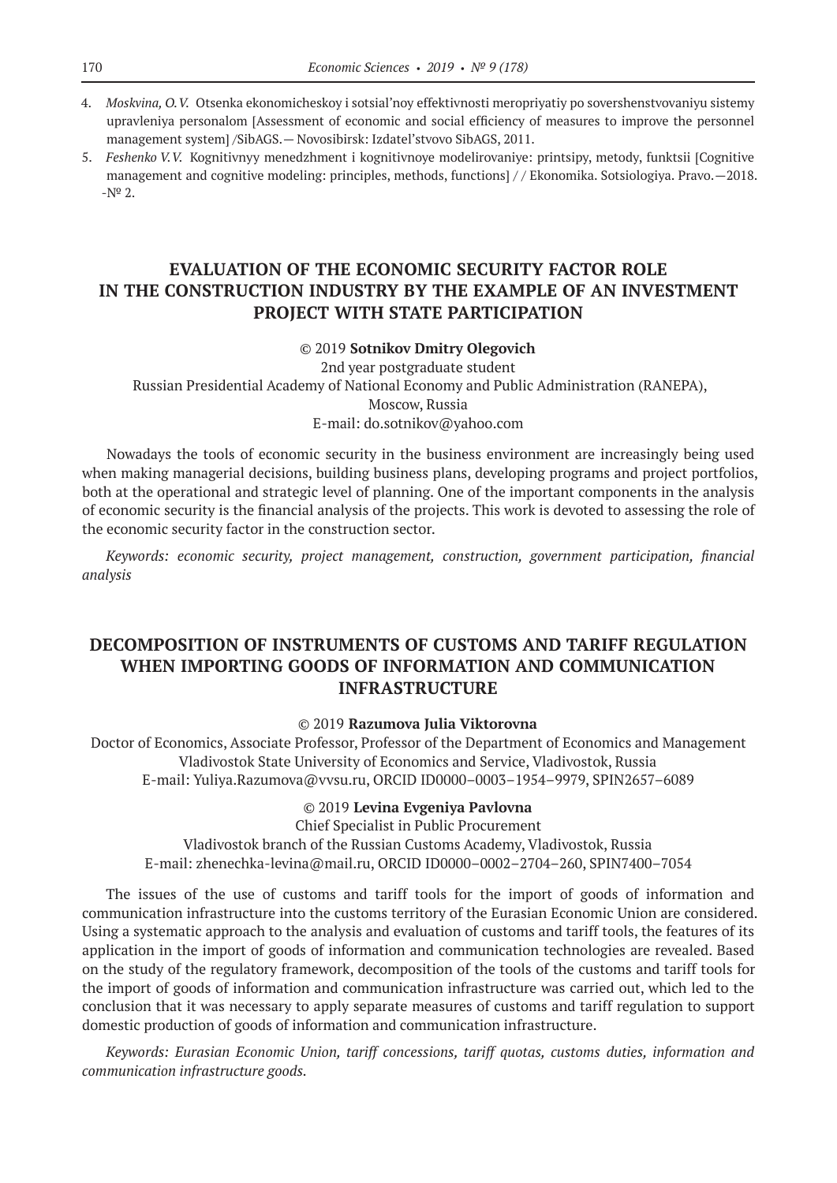4. *Moskvina, O.V.* Otsenka ekonomicheskoy i sotsial'noy effektivnosti meropriyatiy po sovershenstvovaniyu sistemy upravleniya personalom [Assessment of economic and social efficiency of measures to improve the personnel management system] /SibAGS.— Novosibirsk: Izdatel'stvovo SibAGS, 2011.
5. *Feshenko V.V.* Kognitivnyy menedzhment i kognitivnoye modelirovaniye: printsipy, metody, funktsii [Cognitive management and cognitive modeling: principles, methods, functions] / / Ekonomika. Sotsiologiya. Pravo.—2018. -№ 2.

## EVALUATION OF THE ECONOMIC SECURITY FACTOR ROLE IN THE CONSTRUCTION INDUSTRY BY THE EXAMPLE OF AN INVESTMENT PROJECT WITH STATE PARTICIPATION

© 2019 **Sotnikov Dmitry Olegovich**
2nd year postgraduate student
Russian Presidential Academy of National Economy and Public Administration (RANEPA),
Moscow, Russia
E-mail: do.sotnikov@yahoo.com

Nowadays the tools of economic security in the business environment are increasingly being used when making managerial decisions, building business plans, developing programs and project portfolios, both at the operational and strategic level of planning. One of the important components in the analysis of economic security is the financial analysis of the projects. This work is devoted to assessing the role of the economic security factor in the construction sector.

*Keywords: economic security, project management, construction, government participation, financial analysis*

## DECOMPOSITION OF INSTRUMENTS OF CUSTOMS AND TARIFF REGULATION WHEN IMPORTING GOODS OF INFORMATION AND COMMUNICATION INFRASTRUCTURE

© 2019 **Razumova Julia Viktorovna**
Doctor of Economics, Associate Professor, Professor of the Department of Economics and Management
Vladivostok State University of Economics and Service, Vladivostok, Russia
E-mail: Yuliya.Razumova@vvsu.ru, ORCID ID0000–0003–1954–9979, SPIN2657–6089

© 2019 **Levina Evgeniya Pavlovna**
Chief Specialist in Public Procurement
Vladivostok branch of the Russian Customs Academy, Vladivostok, Russia
E-mail: zhenechka-levina@mail.ru, ORCID ID0000–0002–2704–260, SPIN7400–7054

The issues of the use of customs and tariff tools for the import of goods of information and communication infrastructure into the customs territory of the Eurasian Economic Union are considered. Using a systematic approach to the analysis and evaluation of customs and tariff tools, the features of its application in the import of goods of information and communication technologies are revealed. Based on the study of the regulatory framework, decomposition of the tools of the customs and tariff tools for the import of goods of information and communication infrastructure was carried out, which led to the conclusion that it was necessary to apply separate measures of customs and tariff regulation to support domestic production of goods of information and communication infrastructure.

*Keywords: Eurasian Economic Union, tariff concessions, tariff quotas, customs duties, information and communication infrastructure goods.*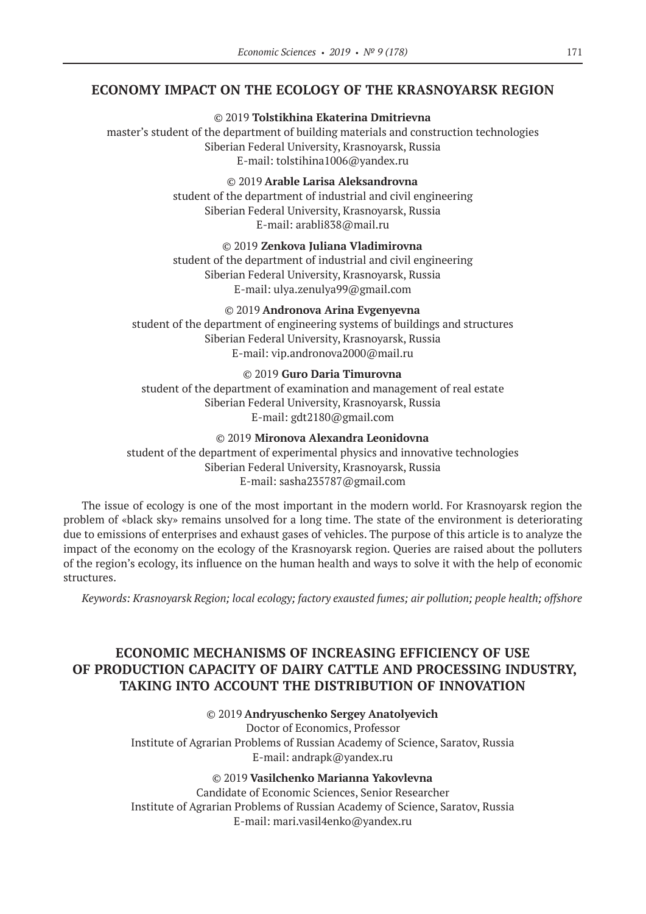## ECONOMY IMPACT ON THE ECOLOGY OF THE KRASNOYARSK REGION

© 2019 **Tolstikhina Ekaterina Dmitrievna**
master's student of the department of building materials and construction technologies
Siberian Federal University, Krasnoyarsk, Russia
E-mail: tolstihina1006@yandex.ru

© 2019 **Arable Larisa Aleksandrovna**
student of the department of industrial and civil engineering
Siberian Federal University, Krasnoyarsk, Russia
E-mail: arabli838@mail.ru

© 2019 **Zenkova Juliana Vladimirovna**
student of the department of industrial and civil engineering
Siberian Federal University, Krasnoyarsk, Russia
E-mail: ulya.zenulya99@gmail.com

© 2019 **Andronova Arina Evgenyevna**
student of the department of engineering systems of buildings and structures
Siberian Federal University, Krasnoyarsk, Russia
E-mail: vip.andronova2000@mail.ru

© 2019 **Guro Daria Timurovna**
student of the department of examination and management of real estate
Siberian Federal University, Krasnoyarsk, Russia
E-mail: gdt2180@gmail.com

© 2019 **Mironova Alexandra Leonidovna**
student of the department of experimental physics and innovative technologies
Siberian Federal University, Krasnoyarsk, Russia
E-mail: sasha235787@gmail.com

The issue of ecology is one of the most important in the modern world. For Krasnoyarsk region the problem of «black sky» remains unsolved for a long time. The state of the environment is deteriorating due to emissions of enterprises and exhaust gases of vehicles. The purpose of this article is to analyze the impact of the economy on the ecology of the Krasnoyarsk region. Queries are raised about the polluters of the region's ecology, its influence on the human health and ways to solve it with the help of economic structures.

*Keywords: Krasnoyarsk Region; local ecology; factory exausted fumes; air pollution; people health; offshore*

## ECONOMIC MECHANISMS OF INCREASING EFFICIENCY OF USE OF PRODUCTION CAPACITY OF DAIRY CATTLE AND PROCESSING INDUSTRY, TAKING INTO ACCOUNT THE DISTRIBUTION OF INNOVATION

© 2019 **Andryuschenko Sergey Anatolyevich**
Doctor of Economics, Professor
Institute of Agrarian Problems of Russian Academy of Science, Saratov, Russia
E-mail: andrapk@yandex.ru

© 2019 **Vasilchenko Marianna Yakovlevna**
Candidate of Economic Sciences, Senior Researcher
Institute of Agrarian Problems of Russian Academy of Science, Saratov, Russia
E-mail: mari.vasil4enko@yandex.ru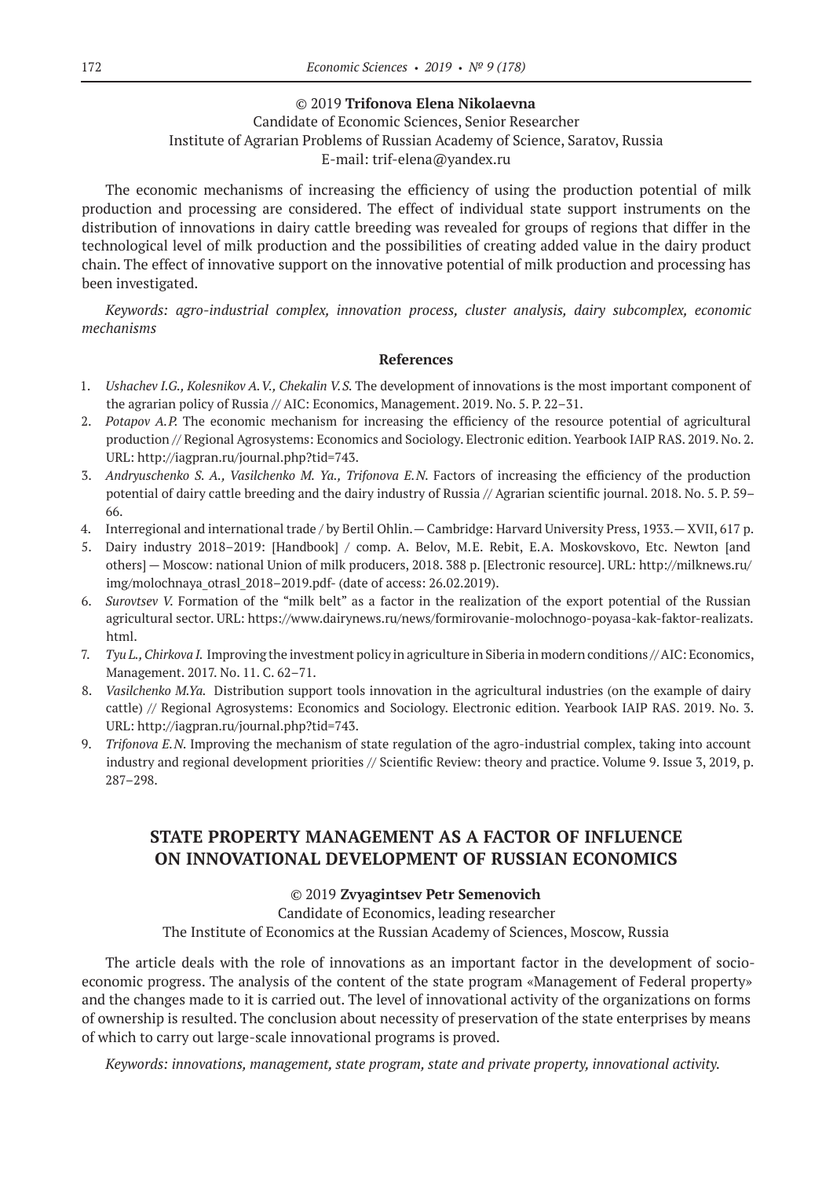© 2019 **Trifonova Elena Nikolaevna**
Candidate of Economic Sciences, Senior Researcher
Institute of Agrarian Problems of Russian Academy of Science, Saratov, Russia
E-mail: trif-elena@yandex.ru

The economic mechanisms of increasing the efficiency of using the production potential of milk production and processing are considered. The effect of individual state support instruments on the distribution of innovations in dairy cattle breeding was revealed for groups of regions that differ in the technological level of milk production and the possibilities of creating added value in the dairy product chain. The effect of innovative support on the innovative potential of milk production and processing has been investigated.

*Keywords: agro-industrial complex, innovation process, cluster analysis, dairy subcomplex, economic mechanisms*

### References

1. *Ushachev I.G., Kolesnikov A.V., Chekalin V.S.* The development of innovations is the most important component of the agrarian policy of Russia // AIC: Economics, Management. 2019. No. 5. P. 22–31.
2. *Potapov A.P.* The economic mechanism for increasing the efficiency of the resource potential of agricultural production // Regional Agrosystems: Economics and Sociology. Electronic edition. Yearbook IAIP RAS. 2019. No. 2. URL: http://iagpran.ru/journal.php?tid=743.
3. *Andryuschenko S. A., Vasilchenko M. Ya., Trifonova E.N.* Factors of increasing the efficiency of the production potential of dairy cattle breeding and the dairy industry of Russia // Agrarian scientific journal. 2018. No. 5. P. 59–66.
4. Interregional and international trade / by Bertil Ohlin.— Cambridge: Harvard University Press, 1933.— XVII, 617 p.
5. Dairy industry 2018–2019: [Handbook] / comp. A. Belov, M.E. Rebit, E.A. Moskovskovo, Etc. Newton [and others] — Moscow: national Union of milk producers, 2018. 388 p. [Electronic resource]. URL: http://milknews.ru/img/molochnaya_otrasl_2018–2019.pdf- (date of access: 26.02.2019).
6. *Surovtsev V.* Formation of the "milk belt" as a factor in the realization of the export potential of the Russian agricultural sector. URL: https://www.dairynews.ru/news/formirovanie-molochnogo-poyasa-kak-faktor-realizats.html.
7. *Tyu L., Chirkova I.* Improving the investment policy in agriculture in Siberia in modern conditions // AIC: Economics, Management. 2017. No. 11. C. 62–71.
8. *Vasilchenko M.Ya.* Distribution support tools innovation in the agricultural industries (on the example of dairy cattle) // Regional Agrosystems: Economics and Sociology. Electronic edition. Yearbook IAIP RAS. 2019. No. 3. URL: http://iagpran.ru/journal.php?tid=743.
9. *Trifonova E.N.* Improving the mechanism of state regulation of the agro-industrial complex, taking into account industry and regional development priorities // Scientific Review: theory and practice. Volume 9. Issue 3, 2019, p. 287–298.

## STATE PROPERTY MANAGEMENT AS A FACTOR OF INFLUENCE ON INNOVATIONAL DEVELOPMENT OF RUSSIAN ECONOMICS

© 2019 **Zvyagintsev Petr Semenovich**
Candidate of Economics, leading researcher
The Institute of Economics at the Russian Academy of Sciences, Moscow, Russia

The article deals with the role of innovations as an important factor in the development of socio-economic progress. The analysis of the content of the state program «Management of Federal property» and the changes made to it is carried out. The level of innovational activity of the organizations on forms of ownership is resulted. The conclusion about necessity of preservation of the state enterprises by means of which to carry out large-scale innovational programs is proved.

*Keywords: innovations, management, state program, state and private property, innovational activity.*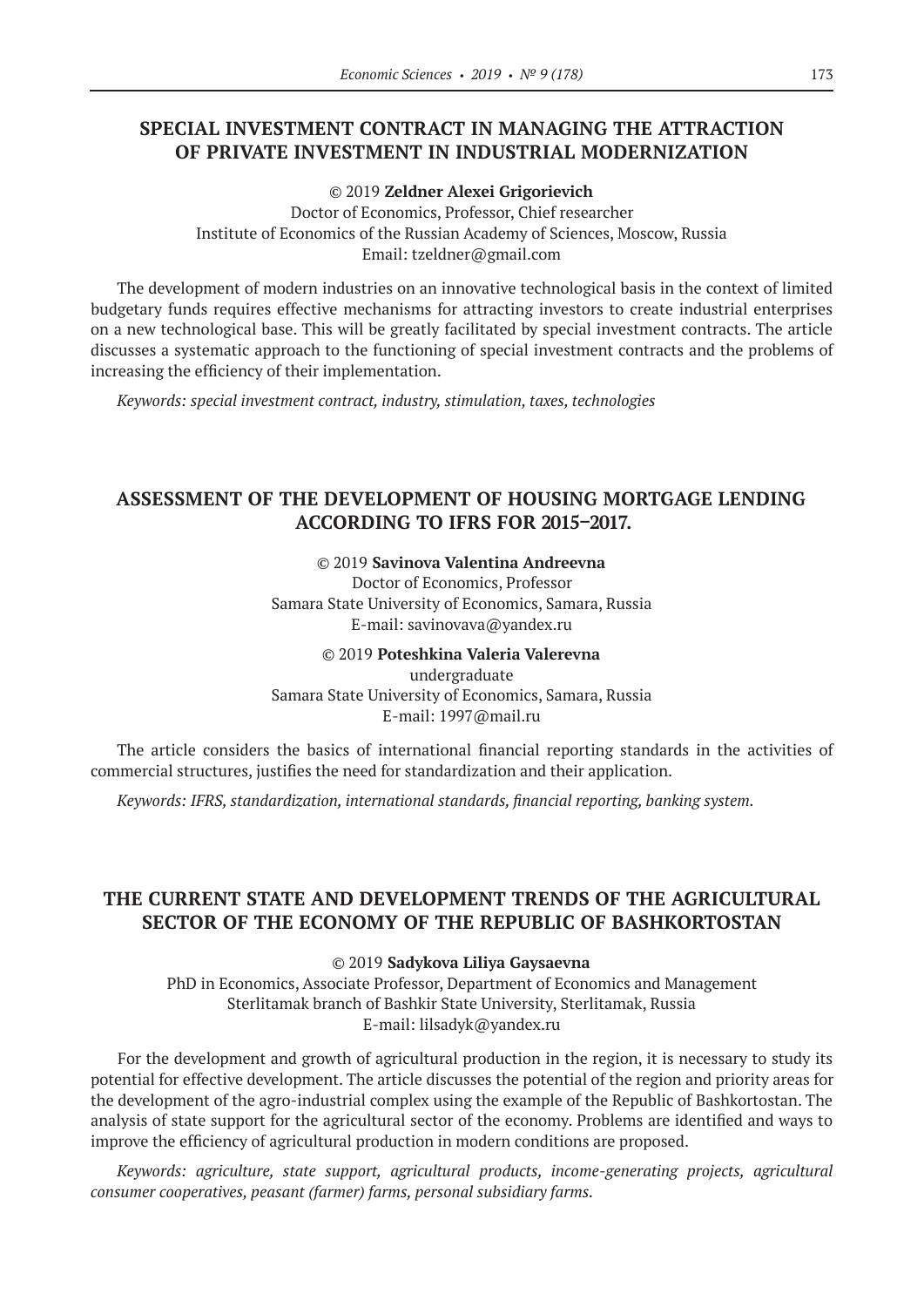## SPECIAL INVESTMENT CONTRACT IN MANAGING THE ATTRACTION OF PRIVATE INVESTMENT IN INDUSTRIAL MODERNIZATION

© 2019 **Zeldner Alexei Grigorievich**
Doctor of Economics, Professor, Chief researcher
Institute of Economics of the Russian Academy of Sciences, Moscow, Russia
Email: tzeldner@gmail.com

The development of modern industries on an innovative technological basis in the context of limited budgetary funds requires effective mechanisms for attracting investors to create industrial enterprises on a new technological base. This will be greatly facilitated by special investment contracts. The article discusses a systematic approach to the functioning of special investment contracts and the problems of increasing the efficiency of their implementation.

*Keywords: special investment contract, industry, stimulation, taxes, technologies*

## ASSESSMENT OF THE DEVELOPMENT OF HOUSING MORTGAGE LENDING ACCORDING TO IFRS FOR 2015–2017.

© 2019 **Savinova Valentina Andreevna**
Doctor of Economics, Professor
Samara State University of Economics, Samara, Russia
E-mail: savinovava@yandex.ru

© 2019 **Poteshkina Valeria Valerevna**
undergraduate
Samara State University of Economics, Samara, Russia
E-mail: 1997@mail.ru

The article considers the basics of international financial reporting standards in the activities of commercial structures, justifies the need for standardization and their application.

*Keywords: IFRS, standardization, international standards, financial reporting, banking system.*

## THE CURRENT STATE AND DEVELOPMENT TRENDS OF THE AGRICULTURAL SECTOR OF THE ECONOMY OF THE REPUBLIC OF BASHKORTOSTAN

© 2019 **Sadykova Liliya Gaysaevna**
PhD in Economics, Associate Professor, Department of Economics and Management
Sterlitamak branch of Bashkir State University, Sterlitamak, Russia
E-mail: lilsadyk@yandex.ru

For the development and growth of agricultural production in the region, it is necessary to study its potential for effective development. The article discusses the potential of the region and priority areas for the development of the agro-industrial complex using the example of the Republic of Bashkortostan. The analysis of state support for the agricultural sector of the economy. Problems are identified and ways to improve the efficiency of agricultural production in modern conditions are proposed.

*Keywords: agriculture, state support, agricultural products, income-generating projects, agricultural consumer cooperatives, peasant (farmer) farms, personal subsidiary farms.*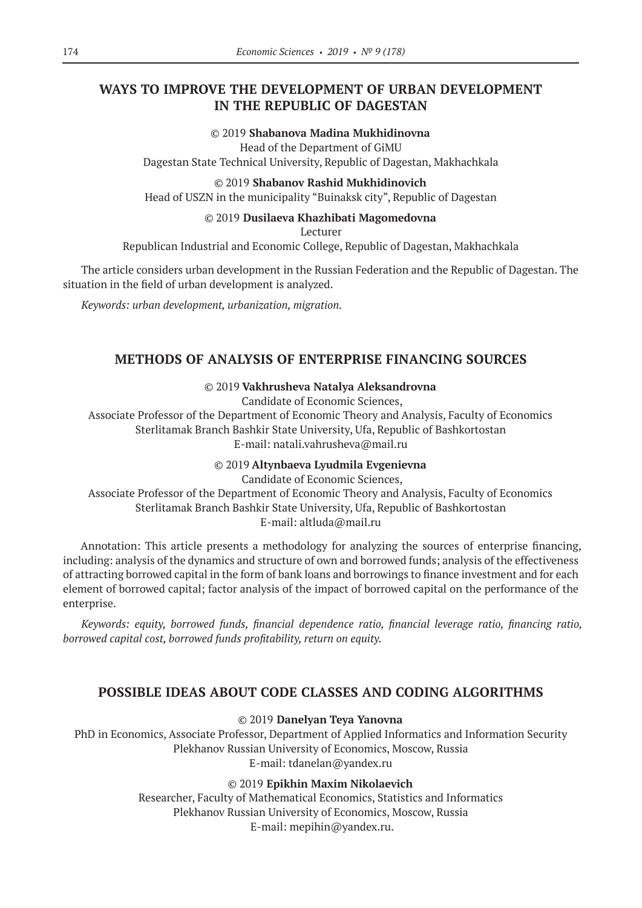## WAYS TO IMPROVE THE DEVELOPMENT OF URBAN DEVELOPMENT IN THE REPUBLIC OF DAGESTAN

© 2019 **Shabanova Madina Mukhidinovna**
Head of the Department of GiMU
Dagestan State Technical University, Republic of Dagestan, Makhachkala

© 2019 **Shabanov Rashid Mukhidinovich**
Head of USZN in the municipality "Buinaksk city", Republic of Dagestan

© 2019 **Dusilaeva Khazhibati Magomedovna**
Lecturer
Republican Industrial and Economic College, Republic of Dagestan, Makhachkala

The article considers urban development in the Russian Federation and the Republic of Dagestan. The situation in the field of urban development is analyzed.

*Keywords: urban development, urbanization, migration.*

## METHODS OF ANALYSIS OF ENTERPRISE FINANCING SOURCES

© 2019 **Vakhrusheva Natalya Aleksandrovna**
Candidate of Economic Sciences,
Associate Professor of the Department of Economic Theory and Analysis, Faculty of Economics
Sterlitamak Branch Bashkir State University, Ufa, Republic of Bashkortostan
E-mail: natali.vahrusheva@mail.ru

© 2019 **Altynbaeva Lyudmila Evgenievna**
Candidate of Economic Sciences,
Associate Professor of the Department of Economic Theory and Analysis, Faculty of Economics
Sterlitamak Branch Bashkir State University, Ufa, Republic of Bashkortostan
E-mail: altluda@mail.ru

Annotation: This article presents a methodology for analyzing the sources of enterprise financing, including: analysis of the dynamics and structure of own and borrowed funds; analysis of the effectiveness of attracting borrowed capital in the form of bank loans and borrowings to finance investment and for each element of borrowed capital; factor analysis of the impact of borrowed capital on the performance of the enterprise.

*Keywords: equity, borrowed funds, financial dependence ratio, financial leverage ratio, financing ratio, borrowed capital cost, borrowed funds profitability, return on equity.*

## POSSIBLE IDEAS ABOUT CODE CLASSES AND CODING ALGORITHMS

© 2019 **Danelyan Teya Yanovna**
PhD in Economics, Associate Professor, Department of Applied Informatics and Information Security
Plekhanov Russian University of Economics, Moscow, Russia
E-mail: tdanelan@yandex.ru

© 2019 **Epikhin Maxim Nikolaevich**
Researcher, Faculty of Mathematical Economics, Statistics and Informatics
Plekhanov Russian University of Economics, Moscow, Russia
E-mail: mepihin@yandex.ru.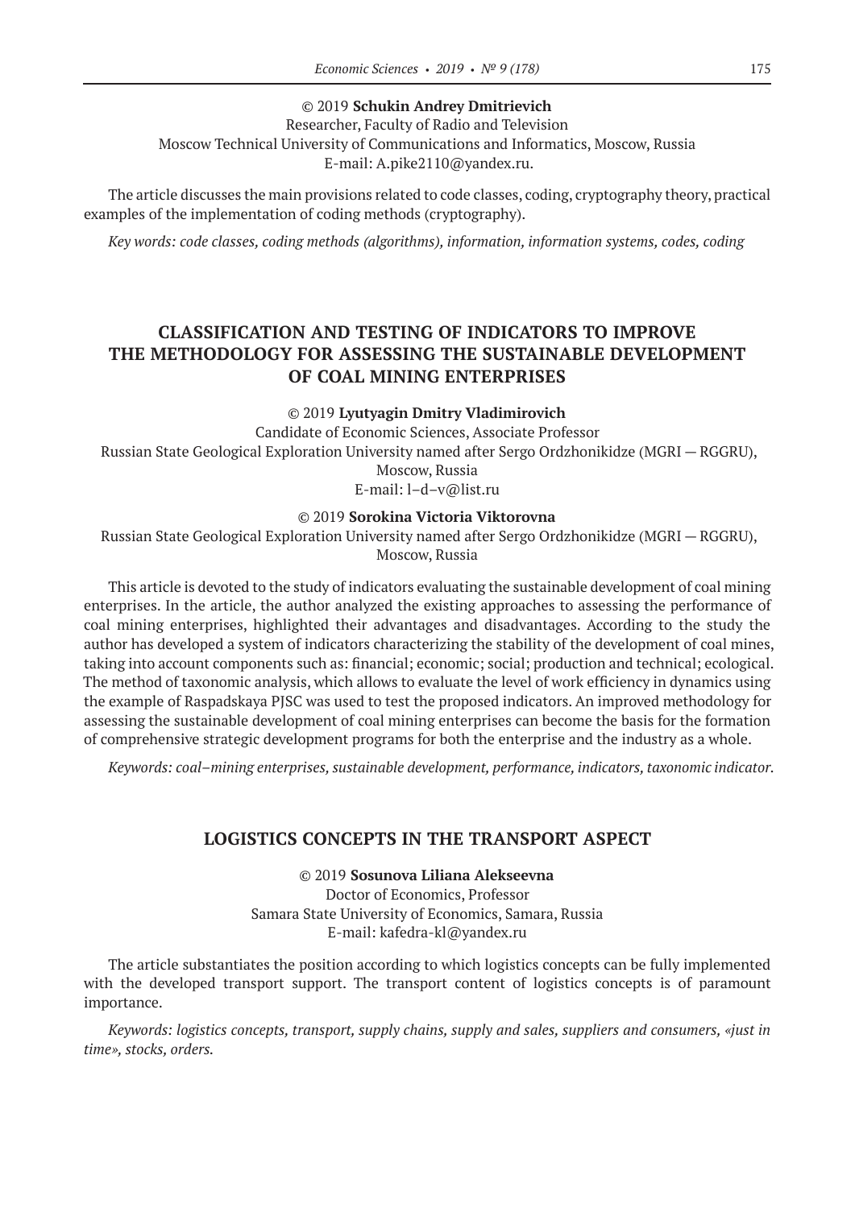© 2019 **Schukin Andrey Dmitrievich**
Researcher, Faculty of Radio and Television
Moscow Technical University of Communications and Informatics, Moscow, Russia
E-mail: A.pike2110@yandex.ru.

The article discusses the main provisions related to code classes, coding, cryptography theory, practical examples of the implementation of coding methods (cryptography).

*Key words: code classes, coding methods (algorithms), information, information systems, codes, coding*

## CLASSIFICATION AND TESTING OF INDICATORS TO IMPROVE THE METHODOLOGY FOR ASSESSING THE SUSTAINABLE DEVELOPMENT OF COAL MINING ENTERPRISES

© 2019 **Lyutyagin Dmitry Vladimirovich**
Candidate of Economic Sciences, Associate Professor
Russian State Geological Exploration University named after Sergo Ordzhonikidze (MGRI — RGGRU), Moscow, Russia
E-mail: l–d–v@list.ru

© 2019 **Sorokina Victoria Viktorovna**
Russian State Geological Exploration University named after Sergo Ordzhonikidze (MGRI — RGGRU), Moscow, Russia

This article is devoted to the study of indicators evaluating the sustainable development of coal mining enterprises. In the article, the author analyzed the existing approaches to assessing the performance of coal mining enterprises, highlighted their advantages and disadvantages. According to the study the author has developed a system of indicators characterizing the stability of the development of coal mines, taking into account components such as: financial; economic; social; production and technical; ecological. The method of taxonomic analysis, which allows to evaluate the level of work efficiency in dynamics using the example of Raspadskaya PJSC was used to test the proposed indicators. An improved methodology for assessing the sustainable development of coal mining enterprises can become the basis for the formation of comprehensive strategic development programs for both the enterprise and the industry as a whole.

*Keywords: coal–mining enterprises, sustainable development, performance, indicators, taxonomic indicator.*

## LOGISTICS CONCEPTS IN THE TRANSPORT ASPECT

© 2019 **Sosunova Liliana Alekseevna**
Doctor of Economics, Professor
Samara State University of Economics, Samara, Russia
E-mail: kafedra-kl@yandex.ru

The article substantiates the position according to which logistics concepts can be fully implemented with the developed transport support. The transport content of logistics concepts is of paramount importance.

*Keywords: logistics concepts, transport, supply chains, supply and sales, suppliers and consumers, «just in time», stocks, orders.*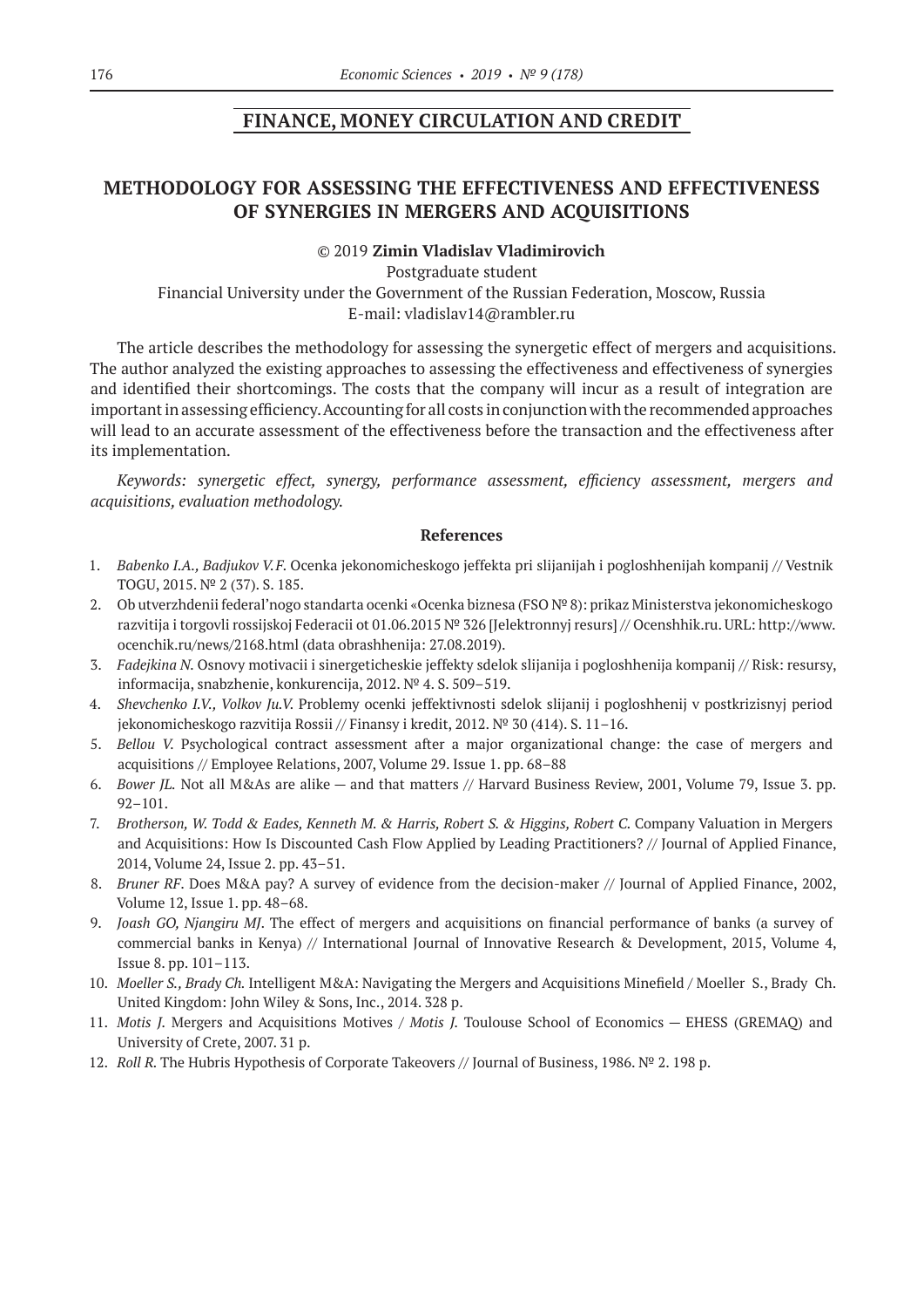## FINANCE, MONEY CIRCULATION AND CREDIT

# METHODOLOGY FOR ASSESSING THE EFFECTIVENESS AND EFFECTIVENESS OF SYNERGIES IN MERGERS AND ACQUISITIONS

© 2019 **Zimin Vladislav Vladimirovich**

Postgraduate student

Financial University under the Government of the Russian Federation, Moscow, Russia

E-mail: vladislav14@rambler.ru

The article describes the methodology for assessing the synergetic effect of mergers and acquisitions. The author analyzed the existing approaches to assessing the effectiveness and effectiveness of synergies and identified their shortcomings. The costs that the company will incur as a result of integration are important in assessing efficiency. Accounting for all costs in conjunction with the recommended approaches will lead to an accurate assessment of the effectiveness before the transaction and the effectiveness after its implementation.

*Keywords: synergetic effect, synergy, performance assessment, efficiency assessment, mergers and acquisitions, evaluation methodology.*

### References

1. *Babenko I.A., Badjukov V.F.* Ocenka jekonomicheskogo jeffekta pri slijanijah i pogloshhenijah kompanij // Vestnik TOGU, 2015. № 2 (37). S. 185.
2. Ob utverzhdenii federal'nogo standarta ocenki «Ocenka biznesa (FSO № 8): prikaz Ministerstva jekonomicheskogo razvitija i torgovli rossijskoj Federacii ot 01.06.2015 № 326 [Jelektronnyj resurs] // Ocenshhik.ru. URL: http://www.ocenchik.ru/news/2168.html (data obrashhenija: 27.08.2019).
3. *Fadejkina N.* Osnovy motivacii i sinergeticheskie jeffekty sdelok slijanija i pogloshhenija kompanij // Risk: resursy, informacija, snabzhenie, konkurencija, 2012. № 4. S. 509–519.
4. *Shevchenko I.V., Volkov Ju.V.* Problemy ocenki jeffektivnosti sdelok slijanij i pogloshhenij v postkrizisnyj period jekonomicheskogo razvitija Rossii // Finansy i kredit, 2012. № 30 (414). S. 11–16.
5. *Bellou V.* Psychological contract assessment after a major organizational change: the case of mergers and acquisitions // Employee Relations, 2007, Volume 29. Issue 1. pp. 68–88
6. *Bower JL.* Not all M&As are alike — and that matters // Harvard Business Review, 2001, Volume 79, Issue 3. pp. 92–101.
7. *Brotherson, W. Todd & Eades, Kenneth M. & Harris, Robert S. & Higgins, Robert C.* Company Valuation in Mergers and Acquisitions: How Is Discounted Cash Flow Applied by Leading Practitioners? // Journal of Applied Finance, 2014, Volume 24, Issue 2. pp. 43–51.
8. *Bruner RF.* Does M&A pay? A survey of evidence from the decision-maker // Journal of Applied Finance, 2002, Volume 12, Issue 1. pp. 48–68.
9. *Joash GO, Njangiru MJ.* The effect of mergers and acquisitions on financial performance of banks (a survey of commercial banks in Kenya) // International Journal of Innovative Research & Development, 2015, Volume 4, Issue 8. pp. 101–113.
10. *Moeller S., Brady Ch.* Intelligent M&A: Navigating the Mergers and Acquisitions Minefield / Moeller S., Brady Ch. United Kingdom: John Wiley & Sons, Inc., 2014. 328 p.
11. *Motis J.* Mergers and Acquisitions Motives / *Motis J.* Toulouse School of Economics — EHESS (GREMAQ) and University of Crete, 2007. 31 p.
12. *Roll R.* The Hubris Hypothesis of Corporate Takeovers // Journal of Business, 1986. № 2. 198 p.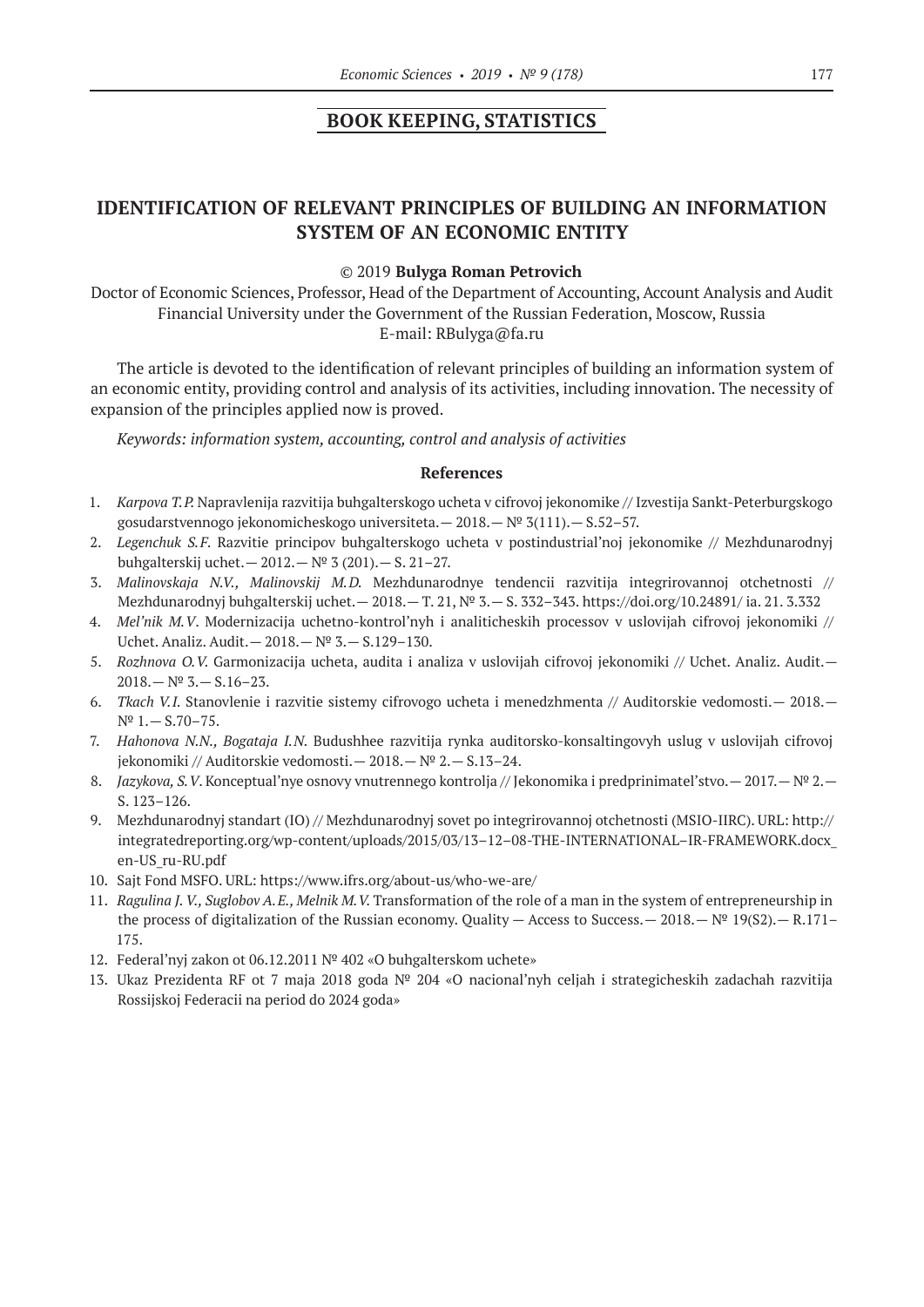## BOOK KEEPING, STATISTICS

# IDENTIFICATION OF RELEVANT PRINCIPLES OF BUILDING AN INFORMATION SYSTEM OF AN ECONOMIC ENTITY

© 2019 **Bulyga Roman Petrovich**

Doctor of Economic Sciences, Professor, Head of the Department of Accounting, Account Analysis and Audit
Financial University under the Government of the Russian Federation, Moscow, Russia
E-mail: RBulyga@fa.ru

The article is devoted to the identification of relevant principles of building an information system of an economic entity, providing control and analysis of its activities, including innovation. The necessity of expansion of the principles applied now is proved.

*Keywords: information system, accounting, control and analysis of activities*

### References

1. *Karpova T.P.* Napravlenija razvitija buhgalterskogo ucheta v cifrovoj jekonomike // Izvestija Sankt-Peterburgskogo gosudarstvennogo jekonomicheskogo universiteta.— 2018.— № 3(111).— S.52–57.
2. *Legenchuk S.F.* Razvitie principov buhgalterskogo ucheta v postindustrial'noj jekonomike // Mezhdunarodnyj buhgalterskij uchet.— 2012.— № 3 (201).— S. 21–27.
3. *Malinovskaja N.V., Malinovskij M.D.* Mezhdunarodnye tendencii razvitija integrirovannoj otchetnosti // Mezhdunarodnyj buhgalterskij uchet.— 2018.— T. 21, № 3.— S. 332–343. https://doi.org/10.24891/ ia. 21. 3.332
4. *Mel'nik M.V*. Modernizacija uchetno-kontrol'nyh i analiticheskih processov v uslovijah cifrovoj jekonomiki // Uchet. Analiz. Audit.— 2018.— № 3.— S.129–130.
5. *Rozhnova O.V.* Garmonizacija ucheta, audita i analiza v uslovijah cifrovoj jekonomiki // Uchet. Analiz. Audit.— 2018.— № 3.— S.16–23.
6. *Tkach V.I.* Stanovlenie i razvitie sistemy cifrovogo ucheta i menedzhmenta // Auditorskie vedomosti.— 2018.— № 1.— S.70–75.
7. *Hahonova N.N., Bogataja I.N.* Budushhee razvitija rynka auditorsko-konsaltingovyh uslug v uslovijah cifrovoj jekonomiki // Auditorskie vedomosti.— 2018.— № 2.— S.13–24.
8. *Jazykova, S.V*. Konceptual'nye osnovy vnutrennego kontrolja // Jekonomika i predprinimatel'stvo.— 2017.— № 2.— S. 123–126.
9. Mezhdunarodnyj standart (IO) // Mezhdunarodnyj sovet po integrirovannoj otchetnosti (MSIO-IIRC). URL: http://integratedreporting.org/wp-content/uploads/2015/03/13–12–08-THE-INTERNATIONAL–IR-FRAMEWORK.docx_en-US_ru-RU.pdf
10. Sajt Fond MSFO. URL: https://www.ifrs.org/about-us/who-we-are/
11. *Ragulina J. V., Suglobov A.E., Melnik M.V.* Transformation of the role of a man in the system of entrepreneurship in the process of digitalization of the Russian economy. Quality — Access to Success.— 2018.— № 19(S2).— R.171–175.
12. Federal'nyj zakon ot 06.12.2011 № 402 «O buhgalterskom uchete»
13. Ukaz Prezidenta RF ot 7 maja 2018 goda № 204 «O nacional'nyh celjah i strategicheskih zadachah razvitija Rossijskoj Federacii na period do 2024 goda»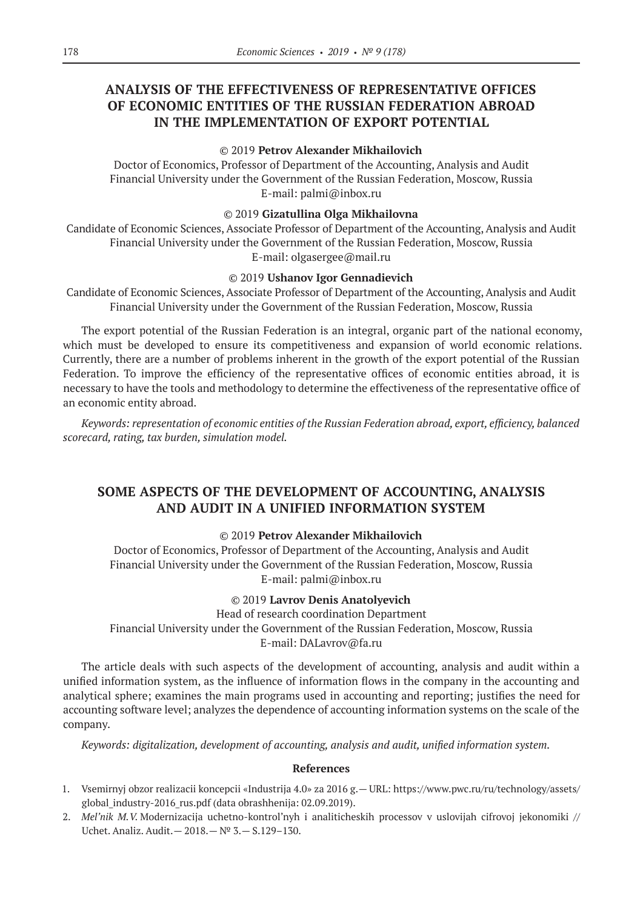## ANALYSIS OF THE EFFECTIVENESS OF REPRESENTATIVE OFFICES OF ECONOMIC ENTITIES OF THE RUSSIAN FEDERATION ABROAD IN THE IMPLEMENTATION OF EXPORT POTENTIAL

© 2019 **Petrov Alexander Mikhailovich**

Doctor of Economics, Professor of Department of the Accounting, Analysis and Audit
Financial University under the Government of the Russian Federation, Moscow, Russia
E-mail: palmi@inbox.ru

© 2019 **Gizatullina Olga Mikhailovna**

Candidate of Economic Sciences, Associate Professor of Department of the Accounting, Analysis and Audit
Financial University under the Government of the Russian Federation, Moscow, Russia
E-mail: olgasergee@mail.ru

© 2019 **Ushanov Igor Gennadievich**

Candidate of Economic Sciences, Associate Professor of Department of the Accounting, Analysis and Audit
Financial University under the Government of the Russian Federation, Moscow, Russia

The export potential of the Russian Federation is an integral, organic part of the national economy, which must be developed to ensure its competitiveness and expansion of world economic relations. Currently, there are a number of problems inherent in the growth of the export potential of the Russian Federation. To improve the efficiency of the representative offices of economic entities abroad, it is necessary to have the tools and methodology to determine the effectiveness of the representative office of an economic entity abroad.

*Keywords: representation of economic entities of the Russian Federation abroad, export, efficiency, balanced scorecard, rating, tax burden, simulation model.*

## SOME ASPECTS OF THE DEVELOPMENT OF ACCOUNTING, ANALYSIS AND AUDIT IN A UNIFIED INFORMATION SYSTEM

© 2019 **Petrov Alexander Mikhailovich**

Doctor of Economics, Professor of Department of the Accounting, Analysis and Audit
Financial University under the Government of the Russian Federation, Moscow, Russia
E-mail: palmi@inbox.ru

© 2019 **Lavrov Denis Anatolyevich**

Head of research coordination Department
Financial University under the Government of the Russian Federation, Moscow, Russia
E-mail: DALavrov@fa.ru

The article deals with such aspects of the development of accounting, analysis and audit within a unified information system, as the influence of information flows in the company in the accounting and analytical sphere; examines the main programs used in accounting and reporting; justifies the need for accounting software level; analyzes the dependence of accounting information systems on the scale of the company.

*Keywords: digitalization, development of accounting, analysis and audit, unified information system.*

### References

1. Vsemirnyj obzor realizacii koncepcii «Industrija 4.0» za 2016 g.— URL: https://www.pwc.ru/ru/technology/assets/global_industry-2016_rus.pdf (data obrashhenija: 02.09.2019).
2. *Mel'nik M.V.* Modernizacija uchetno-kontrol'nyh i analiticheskih processov v uslovijah cifrovoj jekonomiki // Uchet. Analiz. Audit.— 2018.— № 3.— S.129–130.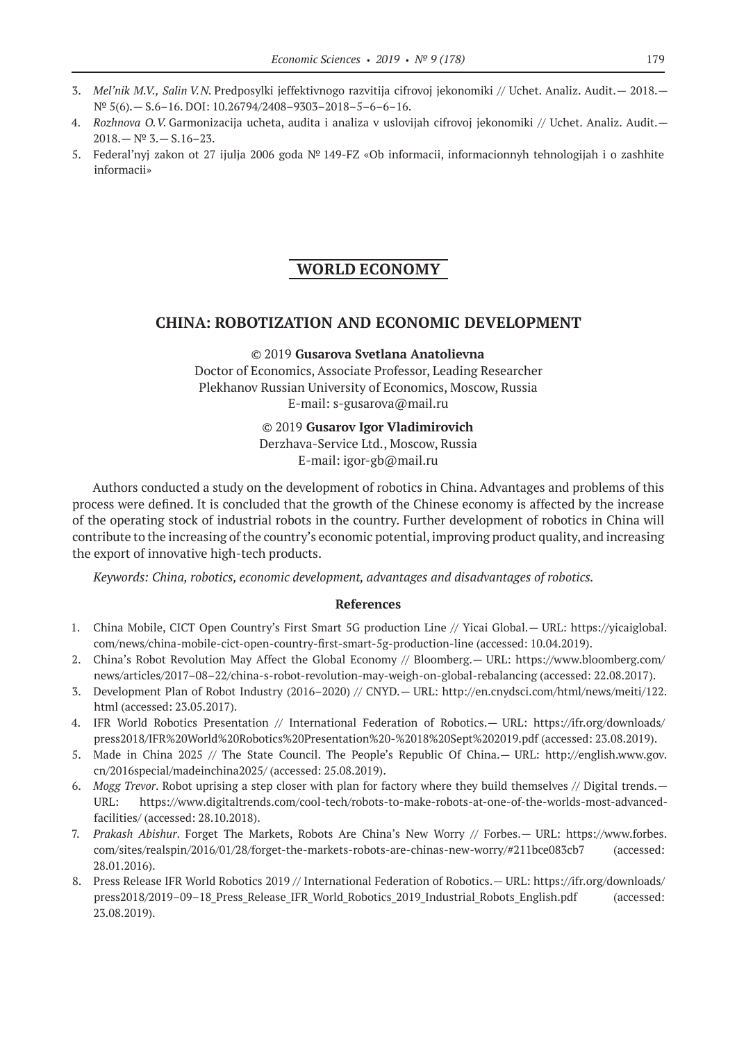3. *Mel'nik M.V., Salin V.N.* Predposylki jeffektivnogo razvitija cifrovoj jekonomiki // Uchet. Analiz. Audit.— 2018.— № 5(6).— S.6–16. DOI: 10.26794/2408–9303–2018–5–6–6–16.
4. *Rozhnova O.V.* Garmonizacija ucheta, audita i analiza v uslovijah cifrovoj jekonomiki // Uchet. Analiz. Audit.— 2018.— № 3.— S.16–23.
5. Federal'nyj zakon ot 27 ijulja 2006 goda № 149-FZ «Ob informacii, informacionnyh tehnologijah i o zashhite informacii»

## WORLD ECONOMY

## CHINA: ROBOTIZATION AND ECONOMIC DEVELOPMENT

© 2019 **Gusarova Svetlana Anatolievna**
Doctor of Economics, Associate Professor, Leading Researcher
Plekhanov Russian University of Economics, Moscow, Russia
E-mail: s-gusarova@mail.ru

© 2019 **Gusarov Igor Vladimirovich**
Derzhava-Service Ltd., Moscow, Russia
E-mail: igor-gb@mail.ru

Authors conducted a study on the development of robotics in China. Advantages and problems of this process were defined. It is concluded that the growth of the Chinese economy is affected by the increase of the operating stock of industrial robots in the country. Further development of robotics in China will contribute to the increasing of the country's economic potential, improving product quality, and increasing the export of innovative high-tech products.

*Keywords: China, robotics, economic development, advantages and disadvantages of robotics.*

### References

1. China Mobile, CICT Open Country's First Smart 5G production Line // Yicai Global.— URL: https://yicaiglobal.com/news/china-mobile-cict-open-country-first-smart-5g-production-line (accessed: 10.04.2019).
2. China's Robot Revolution May Affect the Global Economy // Bloomberg.— URL: https://www.bloomberg.com/news/articles/2017–08–22/china-s-robot-revolution-may-weigh-on-global-rebalancing (accessed: 22.08.2017).
3. Development Plan of Robot Industry (2016–2020) // CNYD.— URL: http://en.cnydsci.com/html/news/meiti/122.html (accessed: 23.05.2017).
4. IFR World Robotics Presentation // International Federation of Robotics.— URL: https://ifr.org/downloads/press2018/IFR%20World%20Robotics%20Presentation%20-%2018%20Sept%202019.pdf (accessed: 23.08.2019).
5. Made in China 2025 // The State Council. The People's Republic Of China.— URL: http://english.www.gov.cn/2016special/madeinchina2025/ (accessed: 25.08.2019).
6. *Mogg Trevor*. Robot uprising a step closer with plan for factory where they build themselves // Digital trends.— URL: https://www.digitaltrends.com/cool-tech/robots-to-make-robots-at-one-of-the-worlds-most-advanced-facilities/ (accessed: 28.10.2018).
7. *Prakash Abishur*. Forget The Markets, Robots Are China's New Worry // Forbes.— URL: https://www.forbes.com/sites/realspin/2016/01/28/forget-the-markets-robots-are-chinas-new-worry/#211bce083cb7 (accessed: 28.01.2016).
8. Press Release IFR World Robotics 2019 // International Federation of Robotics.— URL: https://ifr.org/downloads/press2018/2019–09–18_Press_Release_IFR_World_Robotics_2019_Industrial_Robots_English.pdf (accessed: 23.08.2019).